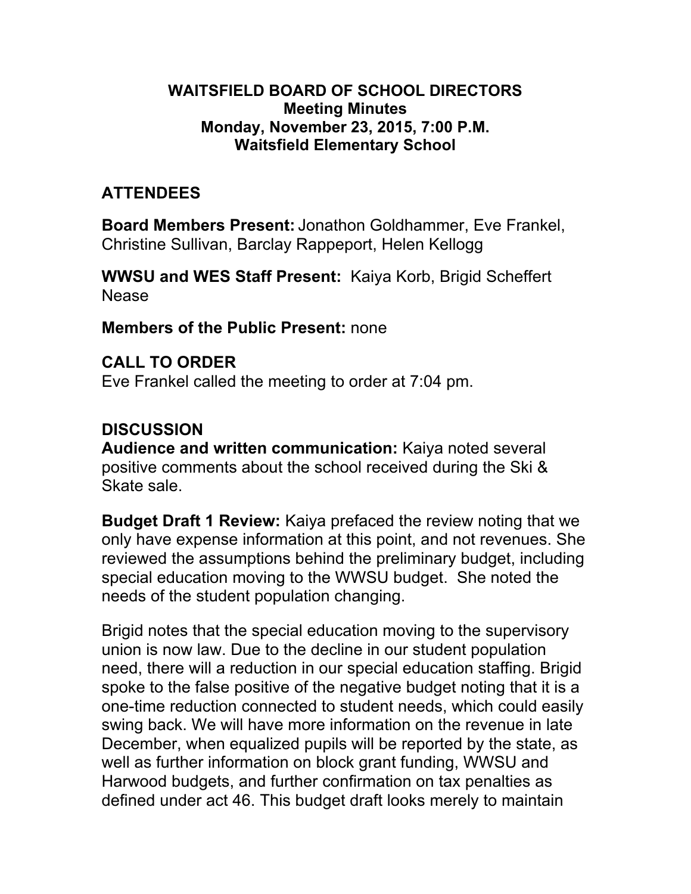**WAITSFIELD BOARD OF SCHOOL DIRECTORS**
**Meeting Minutes**
**Monday, November 23, 2015, 7:00 P.M.**
**Waitsfield Elementary School**

## ATTENDEES

**Board Members Present:** Jonathon Goldhammer, Eve Frankel, Christine Sullivan, Barclay Rappeport, Helen Kellogg

**WWSU and WES Staff Present:** Kaiya Korb, Brigid Scheffert Nease

**Members of the Public Present:** none

## CALL TO ORDER

Eve Frankel called the meeting to order at 7:04 pm.

## DISCUSSION

**Audience and written communication:** Kaiya noted several positive comments about the school received during the Ski & Skate sale.

**Budget Draft 1 Review:** Kaiya prefaced the review noting that we only have expense information at this point, and not revenues. She reviewed the assumptions behind the preliminary budget, including special education moving to the WWSU budget. She noted the needs of the student population changing.

Brigid notes that the special education moving to the supervisory union is now law. Due to the decline in our student population need, there will a reduction in our special education staffing. Brigid spoke to the false positive of the negative budget noting that it is a one-time reduction connected to student needs, which could easily swing back. We will have more information on the revenue in late December, when equalized pupils will be reported by the state, as well as further information on block grant funding, WWSU and Harwood budgets, and further confirmation on tax penalties as defined under act 46. This budget draft looks merely to maintain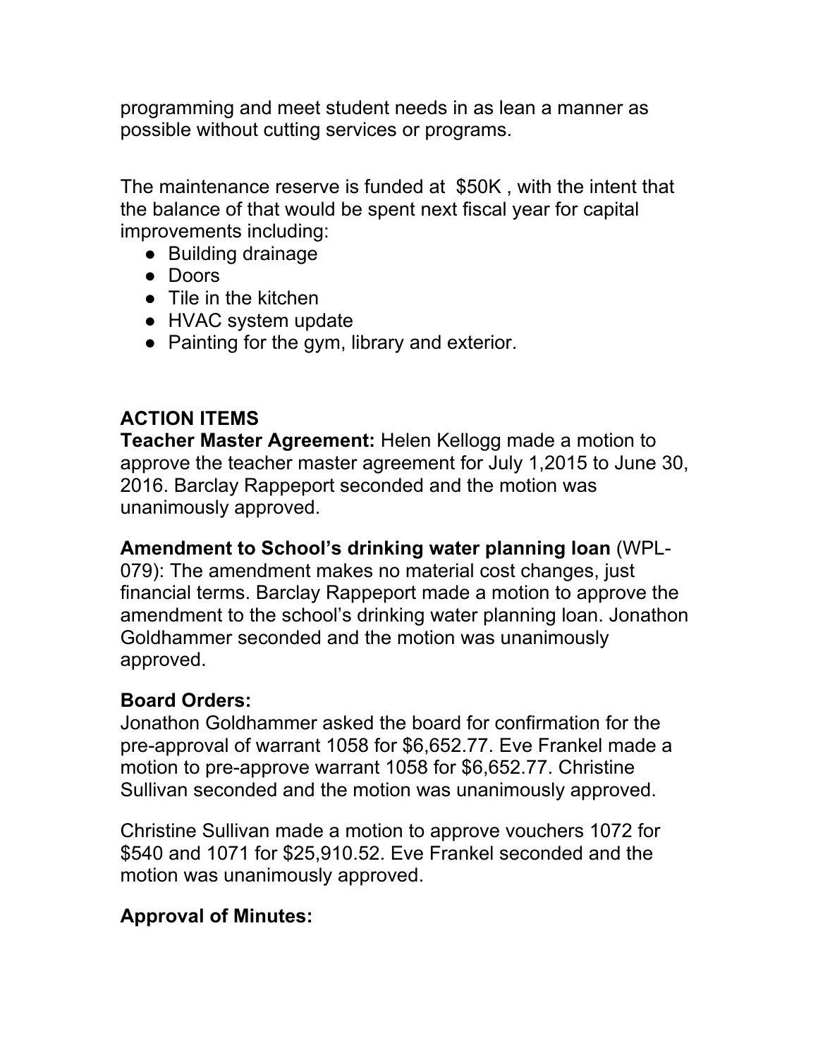programming and meet student needs in as lean a manner as possible without cutting services or programs.

The maintenance reserve is funded at $50K , with the intent that the balance of that would be spent next fiscal year for capital improvements including:

- Building drainage
- Doors
- Tile in the kitchen
- HVAC system update
- Painting for the gym, library and exterior.

**ACTION ITEMS**

**Teacher Master Agreement:** Helen Kellogg made a motion to approve the teacher master agreement for July 1,2015 to June 30, 2016. Barclay Rappeport seconded and the motion was unanimously approved.

**Amendment to School's drinking water planning loan** (WPL-079): The amendment makes no material cost changes, just financial terms. Barclay Rappeport made a motion to approve the amendment to the school's drinking water planning loan. Jonathon Goldhammer seconded and the motion was unanimously approved.

**Board Orders:**

Jonathon Goldhammer asked the board for confirmation for the pre-approval of warrant 1058 for $6,652.77. Eve Frankel made a motion to pre-approve warrant 1058 for $6,652.77. Christine Sullivan seconded and the motion was unanimously approved.

Christine Sullivan made a motion to approve vouchers 1072 for $540 and 1071 for $25,910.52. Eve Frankel seconded and the motion was unanimously approved.

**Approval of Minutes:**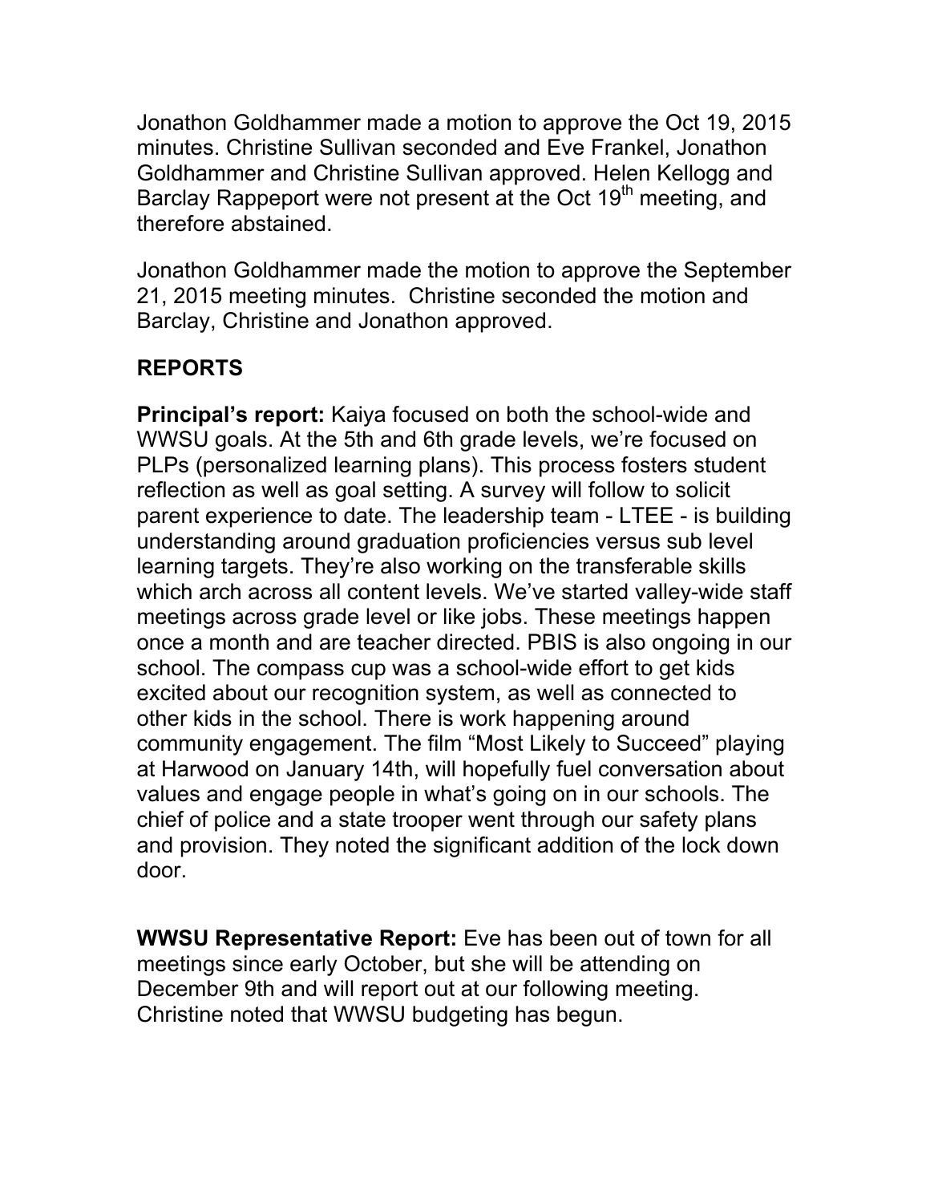Jonathon Goldhammer made a motion to approve the Oct 19, 2015 minutes. Christine Sullivan seconded and Eve Frankel, Jonathon Goldhammer and Christine Sullivan approved. Helen Kellogg and Barclay Rappeport were not present at the Oct 19th meeting, and therefore abstained.

Jonathon Goldhammer made the motion to approve the September 21, 2015 meeting minutes. Christine seconded the motion and Barclay, Christine and Jonathon approved.

## REPORTS

**Principal's report:** Kaiya focused on both the school-wide and WWSU goals. At the 5th and 6th grade levels, we're focused on PLPs (personalized learning plans). This process fosters student reflection as well as goal setting. A survey will follow to solicit parent experience to date. The leadership team - LTEE - is building understanding around graduation proficiencies versus sub level learning targets. They're also working on the transferable skills which arch across all content levels. We've started valley-wide staff meetings across grade level or like jobs. These meetings happen once a month and are teacher directed. PBIS is also ongoing in our school. The compass cup was a school-wide effort to get kids excited about our recognition system, as well as connected to other kids in the school. There is work happening around community engagement. The film "Most Likely to Succeed" playing at Harwood on January 14th, will hopefully fuel conversation about values and engage people in what's going on in our schools. The chief of police and a state trooper went through our safety plans and provision. They noted the significant addition of the lock down door.

**WWSU Representative Report:** Eve has been out of town for all meetings since early October, but she will be attending on December 9th and will report out at our following meeting. Christine noted that WWSU budgeting has begun.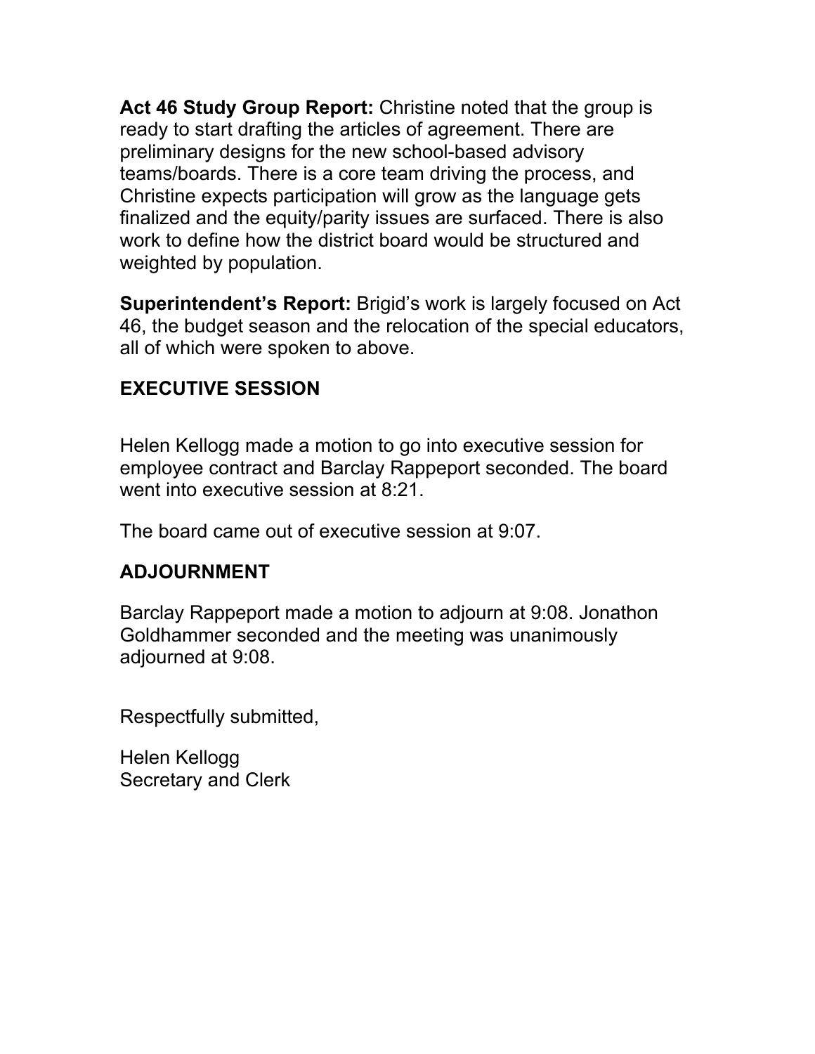**Act 46 Study Group Report:** Christine noted that the group is ready to start drafting the articles of agreement. There are preliminary designs for the new school-based advisory teams/boards. There is a core team driving the process, and Christine expects participation will grow as the language gets finalized and the equity/parity issues are surfaced. There is also work to define how the district board would be structured and weighted by population.

**Superintendent's Report:** Brigid's work is largely focused on Act 46, the budget season and the relocation of the special educators, all of which were spoken to above.

## EXECUTIVE SESSION

Helen Kellogg made a motion to go into executive session for employee contract and Barclay Rappeport seconded. The board went into executive session at 8:21.

The board came out of executive session at 9:07.

## ADJOURNMENT

Barclay Rappeport made a motion to adjourn at 9:08. Jonathon Goldhammer seconded and the meeting was unanimously adjourned at 9:08.

Respectfully submitted,

Helen Kellogg
Secretary and Clerk